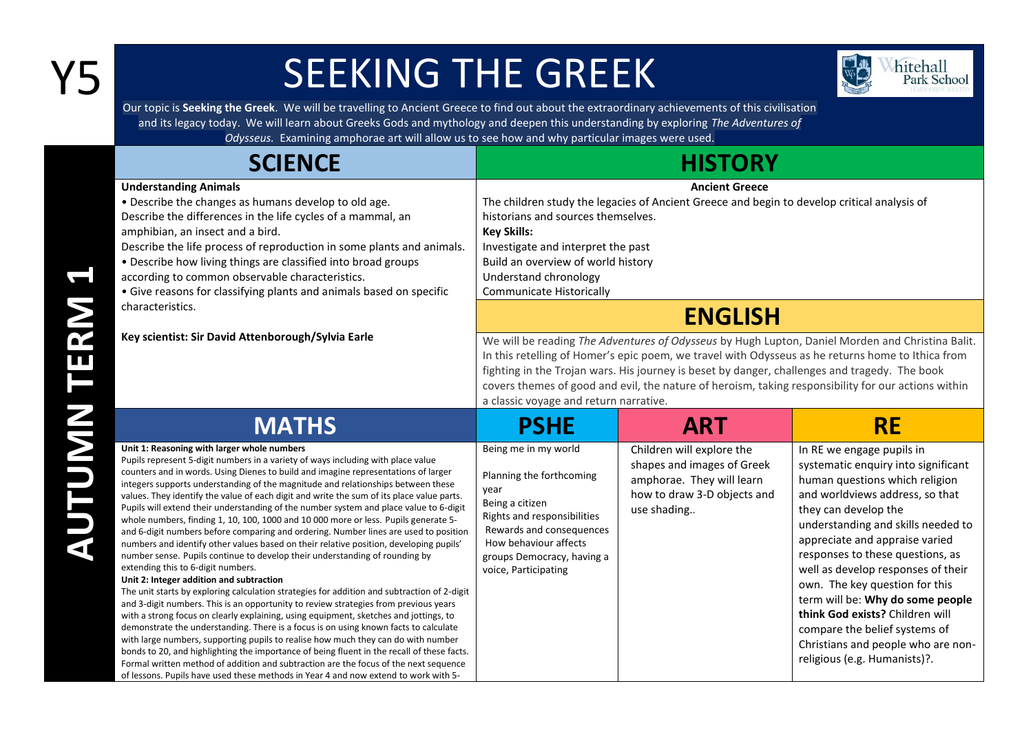# Y5 SEEKING THE GREEK

Whitehall Park School

Our topic is **Seeking the Greek**. We will be travelling to Ancient Greece to find out about the extraordinary achievements of this civilisation and its legacy today. We will learn about Greeks Gods and mythology and deepen this understanding by exploring *The Adventures of Odysseus*. Examining amphorae art will allow us to see how and why particular images were used.

**AUTUMN TERM 1**

## SCIENCE

**Understanding Animals**

- Describe the changes as humans develop to old age.

Describe the differences in the life cycles of a mammal, an amphibian, an insect and a bird.

Describe the life process of reproduction in some plants and animals.

- Describe how living things are classified into broad groups according to common observable characteristics.
- Give reasons for classifying plants and animals based on specific characteristics.

**Key scientist: Sir David Attenborough/Sylvia Earle**

## HISTORY

**Ancient Greece**

The children study the legacies of Ancient Greece and begin to develop critical analysis of historians and sources themselves.

**Key Skills:**

Investigate and interpret the past

Build an overview of world history

Understand chronology

Communicate Historically

## ENGLISH

We will be reading *The Adventures of Odysseus* by Hugh Lupton, Daniel Morden and Christina Balit. In this retelling of Homer's epic poem, we travel with Odysseus as he returns home to Ithica from fighting in the Trojan wars. His journey is beset by danger, challenges and tragedy. The book covers themes of good and evil, the nature of heroism, taking responsibility for our actions within a classic voyage and return narrative.

## MATHS

**Unit 1: Reasoning with larger whole numbers**

Pupils represent 5-digit numbers in a variety of ways including with place value counters and in words. Using Dienes to build and imagine representations of larger integers supports understanding of the magnitude and relationships between these values. They identify the value of each digit and write the sum of its place value parts. Pupils will extend their understanding of the number system and place value to 6-digit whole numbers, finding 1, 10, 100, 1000 and 10 000 more or less. Pupils generate 5- and 6-digit numbers before comparing and ordering. Number lines are used to position numbers and identify other values based on their relative position, developing pupils' number sense. Pupils continue to develop their understanding of rounding by extending this to 6-digit numbers.

**Unit 2: Integer addition and subtraction**

The unit starts by exploring calculation strategies for addition and subtraction of 2-digit and 3-digit numbers. This is an opportunity to review strategies from previous years with a strong focus on clearly explaining, using equipment, sketches and jottings, to demonstrate the understanding. There is a focus is on using known facts to calculate with large numbers, supporting pupils to realise how much they can do with number bonds to 20, and highlighting the importance of being fluent in the recall of these facts. Formal written method of addition and subtraction are the focus of the next sequence of lessons. Pupils have used these methods in Year 4 and now extend to work with 5-

## PSHE

Being me in my world

Planning the forthcoming year

Being a citizen

Rights and responsibilities

Rewards and consequences

How behaviour affects groups Democracy, having a voice, Participating

## ART

Children will explore the shapes and images of Greek amphorae. They will learn how to draw 3-D objects and use shading..

## RE

In RE we engage pupils in systematic enquiry into significant human questions which religion and worldviews address, so that they can develop the understanding and skills needed to appreciate and appraise varied responses to these questions, as well as develop responses of their own. The key question for this term will be: **Why do some people think God exists?** Children will compare the belief systems of Christians and people who are non-religious (e.g. Humanists)?.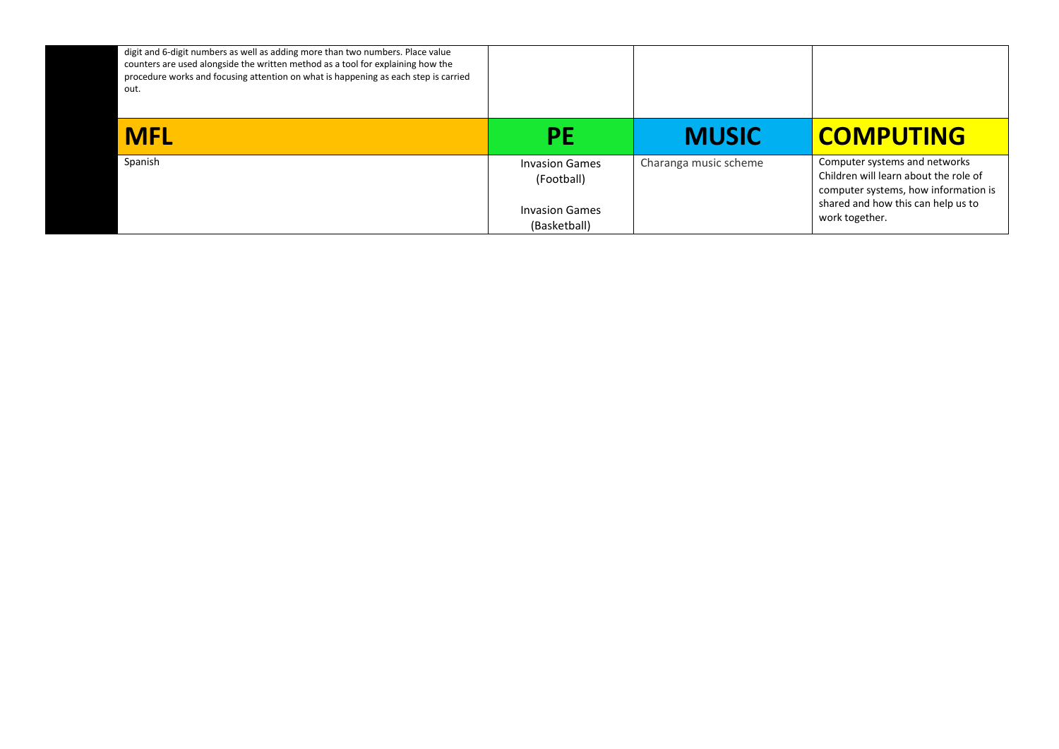| | | | |
|---|---|---|---|
| digit and 6-digit numbers as well as adding more than two numbers. Place value counters are used alongside the written method as a tool for explaining how the procedure works and focusing attention on what is happening as each step is carried out. | | | |
| **MFL** | **PE** | **MUSIC** | **COMPUTING** |
| Spanish | Invasion Games (Football)<br><br>Invasion Games (Basketball) | Charanga music scheme | Computer systems and networks<br>Children will learn about the role of computer systems, how information is shared and how this can help us to work together. |